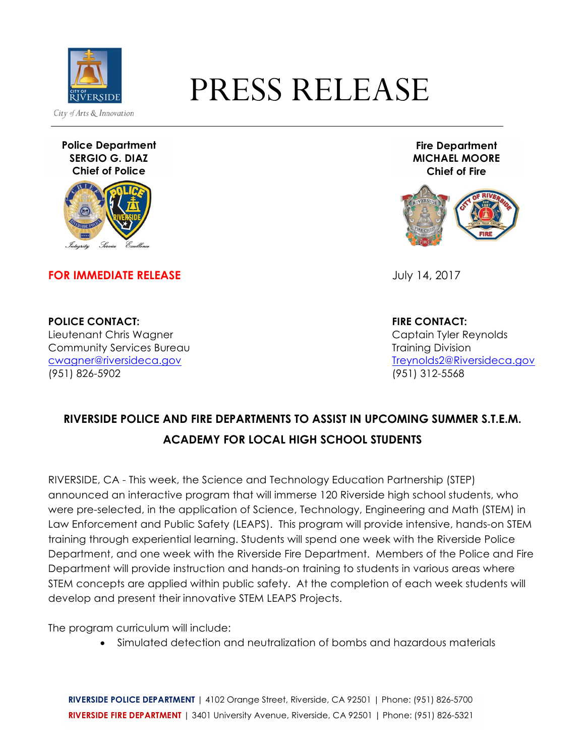City of Arts & Innovation

# PRESS RELEASE

**Police Department**
**SERGIO G. DIAZ**
**Chief of Police**

Integrity Service Excellence

**Fire Department**
**MICHAEL MOORE**
**Chief of Fire**

**FOR IMMEDIATE RELEASE**

July 14, 2017

**POLICE CONTACT:**
Lieutenant Chris Wagner
Community Services Bureau
cwagner@riversideca.gov
(951) 826-5902

**FIRE CONTACT:**
Captain Tyler Reynolds
Training Division
Treynolds2@Riversideca.gov
(951) 312-5568

## RIVERSIDE POLICE AND FIRE DEPARTMENTS TO ASSIST IN UPCOMING SUMMER S.T.E.M. ACADEMY FOR LOCAL HIGH SCHOOL STUDENTS

RIVERSIDE, CA - This week, the Science and Technology Education Partnership (STEP) announced an interactive program that will immerse 120 Riverside high school students, who were pre-selected, in the application of Science, Technology, Engineering and Math (STEM) in Law Enforcement and Public Safety (LEAPS). This program will provide intensive, hands-on STEM training through experiential learning. Students will spend one week with the Riverside Police Department, and one week with the Riverside Fire Department. Members of the Police and Fire Department will provide instruction and hands-on training to students in various areas where STEM concepts are applied within public safety. At the completion of each week students will develop and present their innovative STEM LEAPS Projects.

The program curriculum will include:

- Simulated detection and neutralization of bombs and hazardous materials

**RIVERSIDE POLICE DEPARTMENT** | 4102 Orange Street, Riverside, CA 92501 | Phone: (951) 826-5700
**RIVERSIDE FIRE DEPARTMENT** | 3401 University Avenue, Riverside, CA 92501 | Phone: (951) 826-5321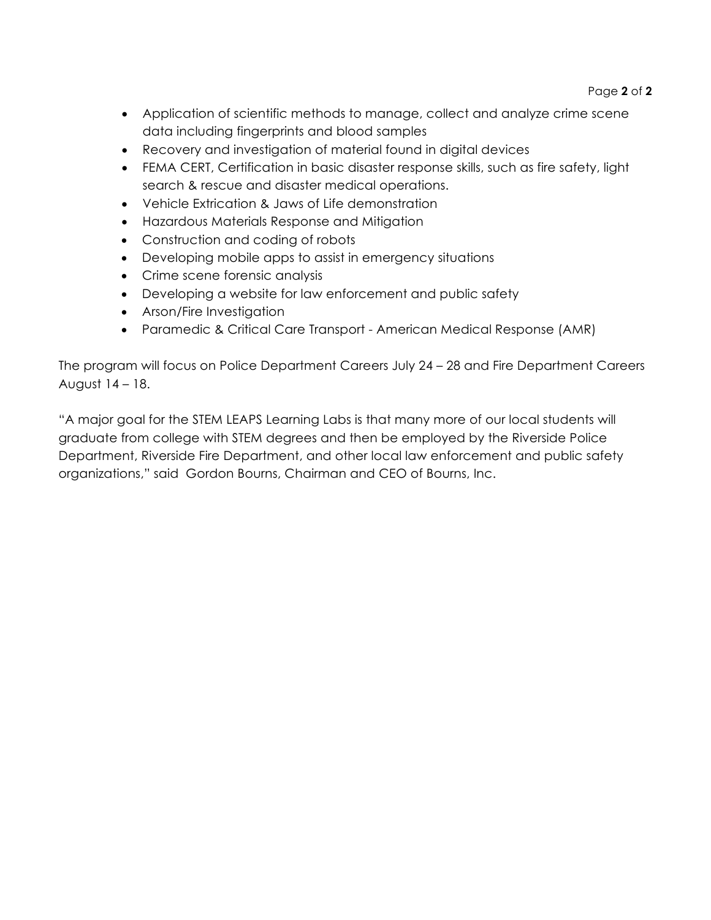- Application of scientific methods to manage, collect and analyze crime scene data including fingerprints and blood samples
- Recovery and investigation of material found in digital devices
- FEMA CERT, Certification in basic disaster response skills, such as fire safety, light search & rescue and disaster medical operations.
- Vehicle Extrication & Jaws of Life demonstration
- Hazardous Materials Response and Mitigation
- Construction and coding of robots
- Developing mobile apps to assist in emergency situations
- Crime scene forensic analysis
- Developing a website for law enforcement and public safety
- Arson/Fire Investigation
- Paramedic & Critical Care Transport - American Medical Response (AMR)

The program will focus on Police Department Careers July 24 – 28 and Fire Department Careers August 14 – 18.

"A major goal for the STEM LEAPS Learning Labs is that many more of our local students will graduate from college with STEM degrees and then be employed by the Riverside Police Department, Riverside Fire Department, and other local law enforcement and public safety organizations," said Gordon Bourns, Chairman and CEO of Bourns, Inc.